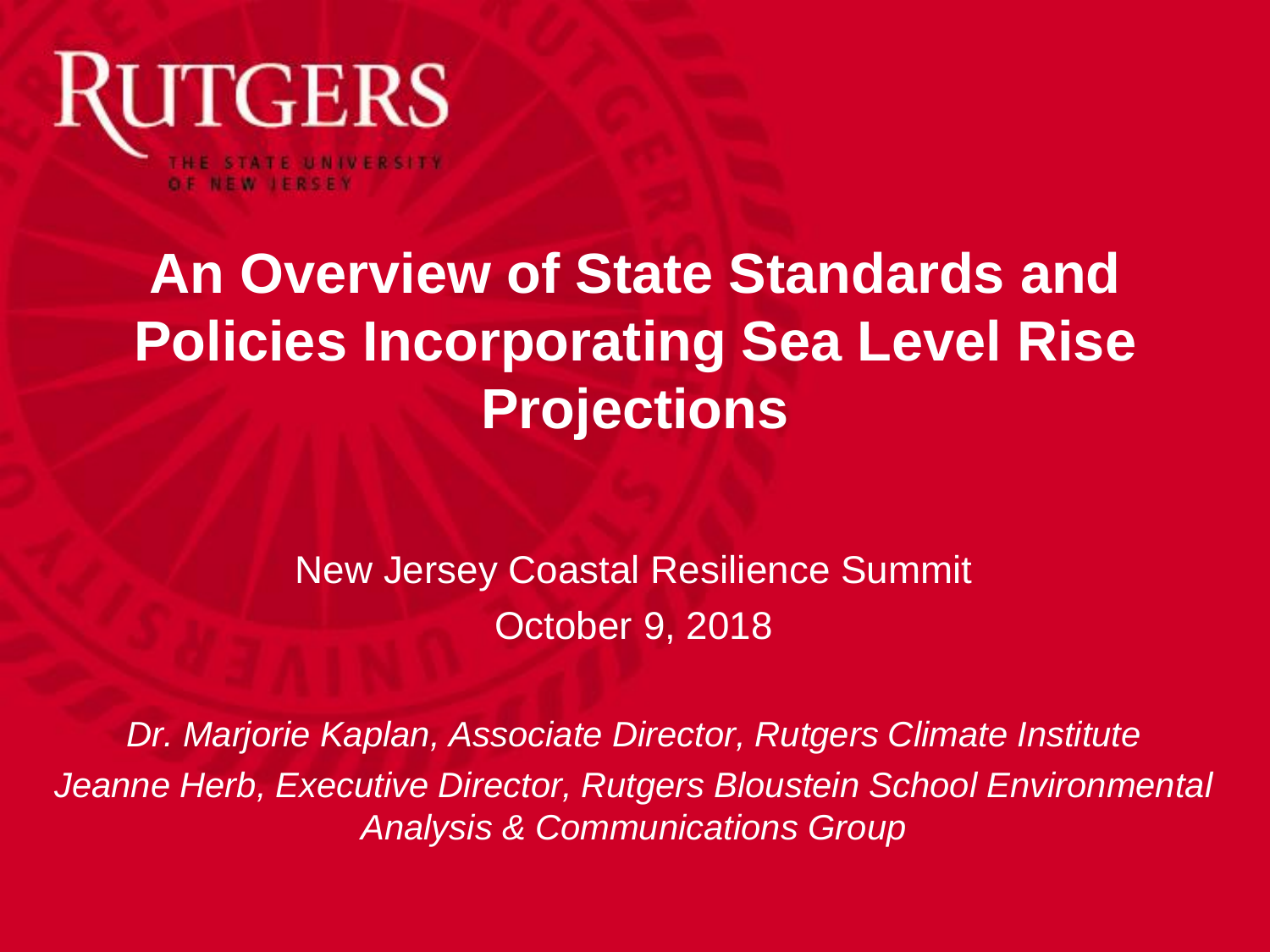RUTGERS

THE STATE UNIVERSITY OF NEW JERSEY

# An Overview of State Standards and Policies Incorporating Sea Level Rise Projections

New Jersey Coastal Resilience Summit

October 9, 2018

*Dr. Marjorie Kaplan, Associate Director, Rutgers Climate Institute*

*Jeanne Herb, Executive Director, Rutgers Bloustein School Environmental Analysis & Communications Group*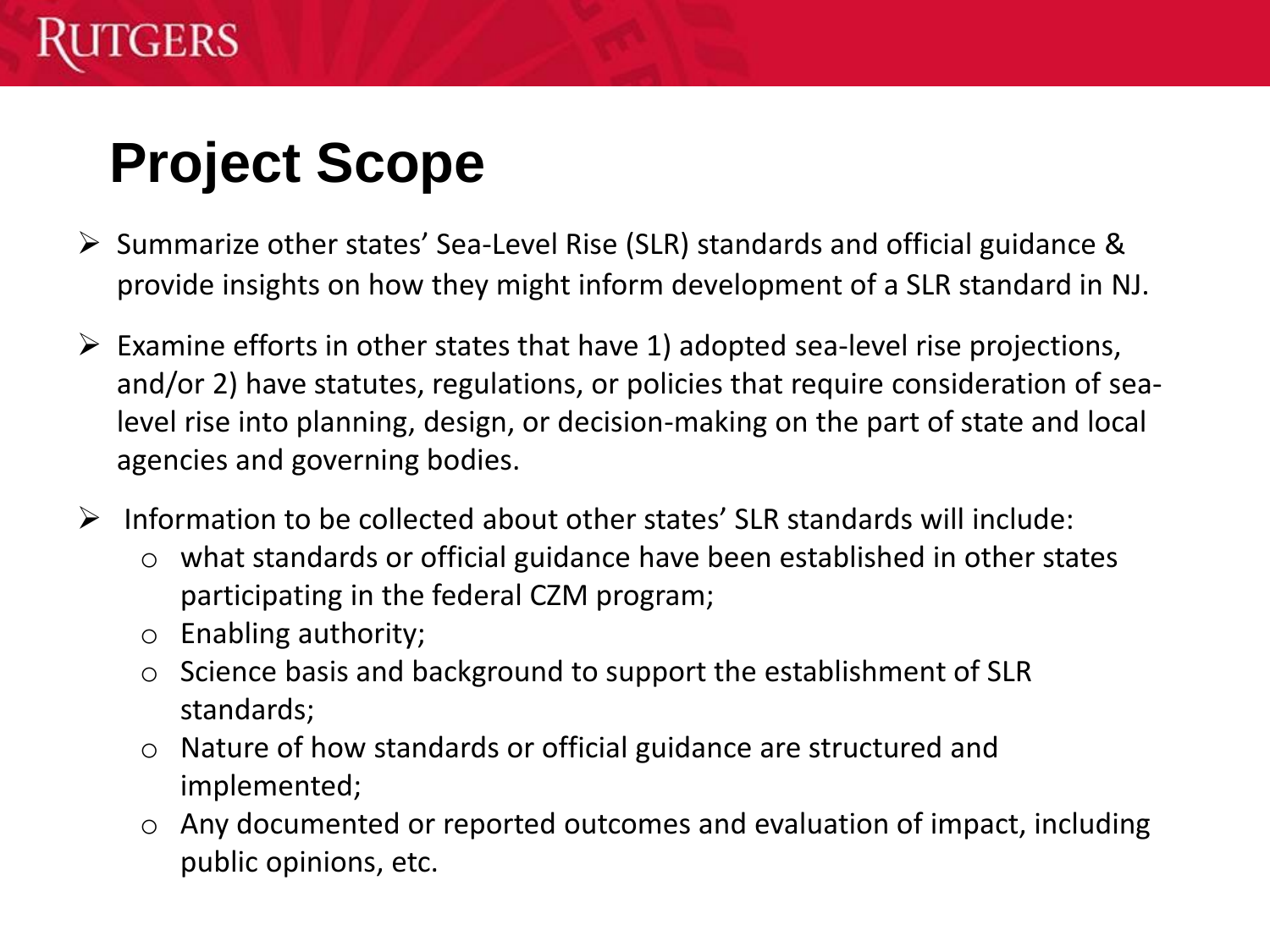# Project Scope

- Summarize other states' Sea-Level Rise (SLR) standards and official guidance & provide insights on how they might inform development of a SLR standard in NJ.
- Examine efforts in other states that have 1) adopted sea-level rise projections, and/or 2) have statutes, regulations, or policies that require consideration of sea-level rise into planning, design, or decision-making on the part of state and local agencies and governing bodies.
- Information to be collected about other states' SLR standards will include:
  - what standards or official guidance have been established in other states participating in the federal CZM program;
  - Enabling authority;
  - Science basis and background to support the establishment of SLR standards;
  - Nature of how standards or official guidance are structured and implemented;
  - Any documented or reported outcomes and evaluation of impact, including public opinions, etc.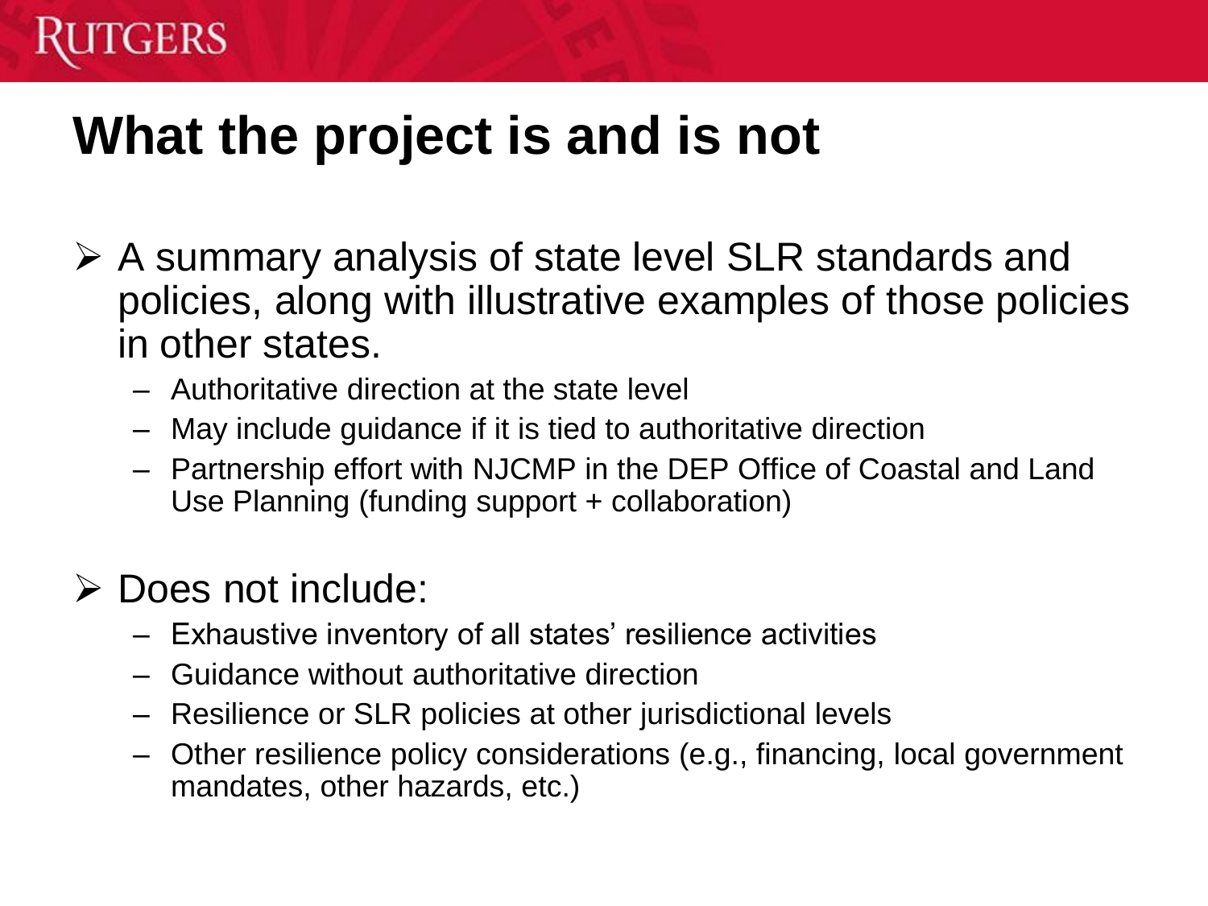# What the project is and is not

- A summary analysis of state level SLR standards and policies, along with illustrative examples of those policies in other states.
  - Authoritative direction at the state level
  - May include guidance if it is tied to authoritative direction
  - Partnership effort with NJCMP in the DEP Office of Coastal and Land Use Planning (funding support + collaboration)

- Does not include:
  - Exhaustive inventory of all states' resilience activities
  - Guidance without authoritative direction
  - Resilience or SLR policies at other jurisdictional levels
  - Other resilience policy considerations (e.g., financing, local government mandates, other hazards, etc.)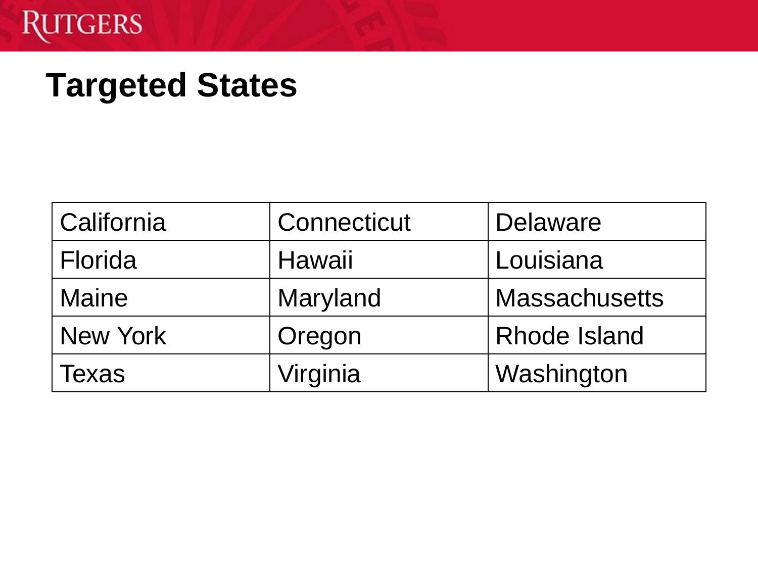# Targeted States

| California | Connecticut | Delaware |
|---|---|---|
| Florida | Hawaii | Louisiana |
| Maine | Maryland | Massachusetts |
| New York | Oregon | Rhode Island |
| Texas | Virginia | Washington |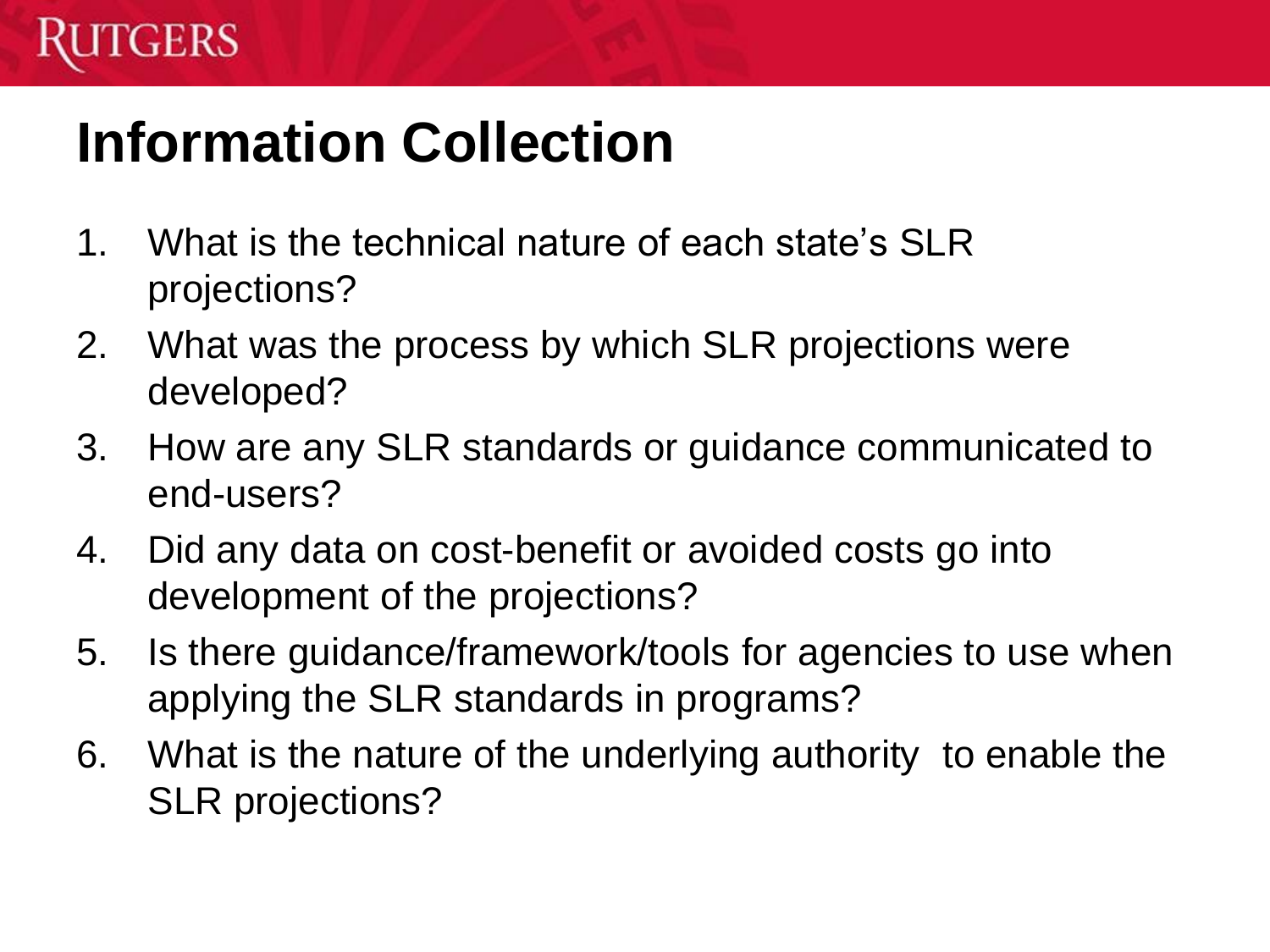# Information Collection

1. What is the technical nature of each state's SLR projections?
2. What was the process by which SLR projections were developed?
3. How are any SLR standards or guidance communicated to end-users?
4. Did any data on cost-benefit or avoided costs go into development of the projections?
5. Is there guidance/framework/tools for agencies to use when applying the SLR standards in programs?
6. What is the nature of the underlying authority to enable the SLR projections?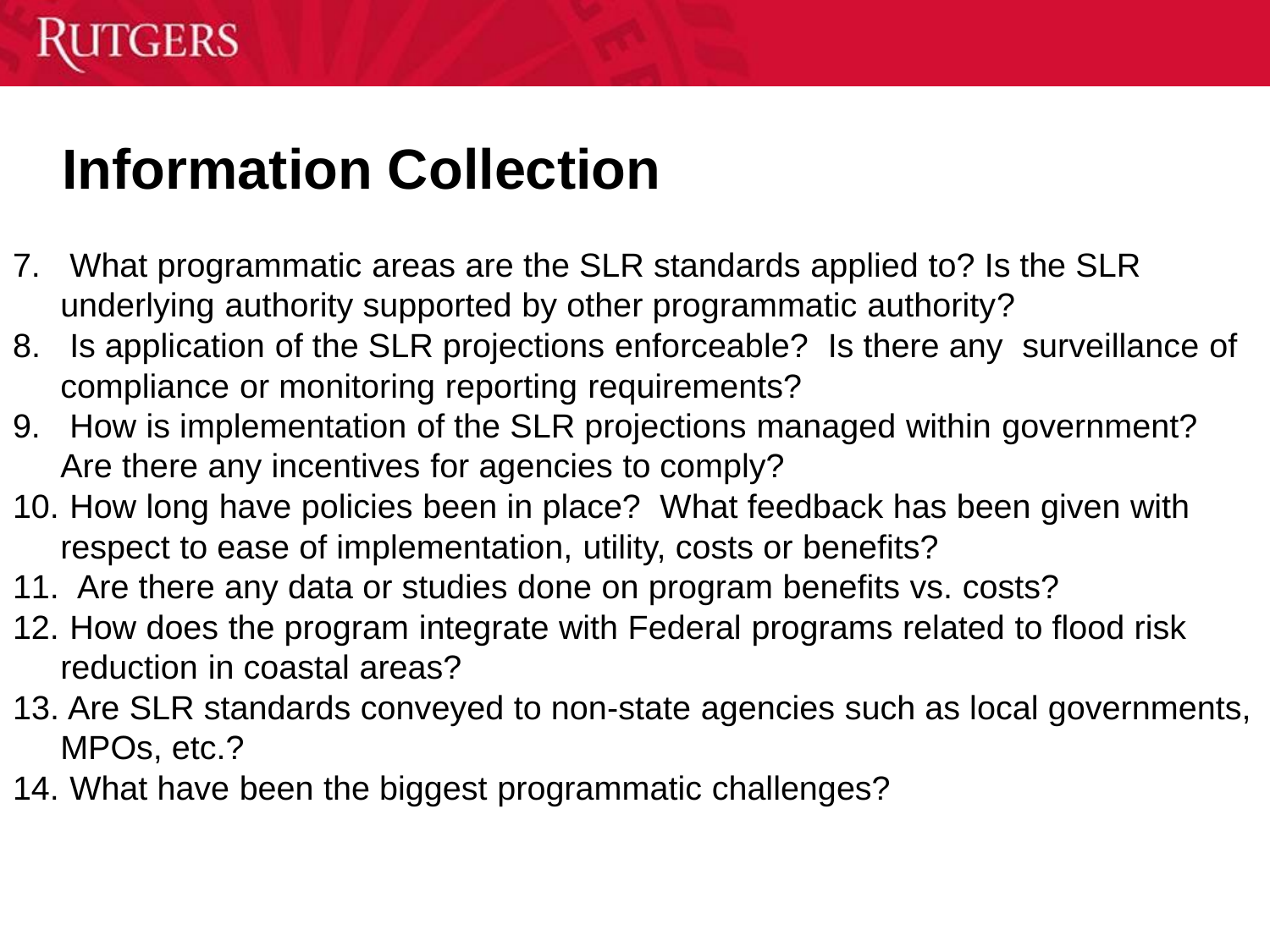# Information Collection

7. What programmatic areas are the SLR standards applied to? Is the SLR underlying authority supported by other programmatic authority?
8. Is application of the SLR projections enforceable? Is there any surveillance of compliance or monitoring reporting requirements?
9. How is implementation of the SLR projections managed within government? Are there any incentives for agencies to comply?
10. How long have policies been in place? What feedback has been given with respect to ease of implementation, utility, costs or benefits?
11. Are there any data or studies done on program benefits vs. costs?
12. How does the program integrate with Federal programs related to flood risk reduction in coastal areas?
13. Are SLR standards conveyed to non-state agencies such as local governments, MPOs, etc.?
14. What have been the biggest programmatic challenges?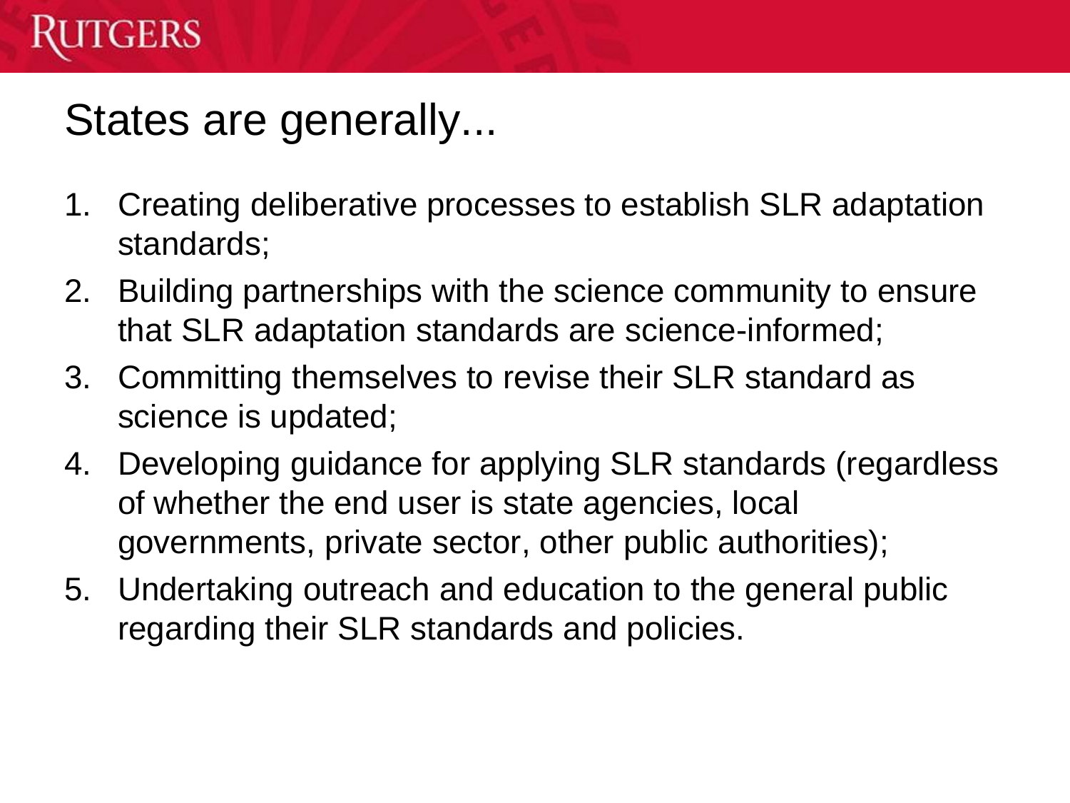# States are generally...

1. Creating deliberative processes to establish SLR adaptation standards;
2. Building partnerships with the science community to ensure that SLR adaptation standards are science-informed;
3. Committing themselves to revise their SLR standard as science is updated;
4. Developing guidance for applying SLR standards (regardless of whether the end user is state agencies, local governments, private sector, other public authorities);
5. Undertaking outreach and education to the general public regarding their SLR standards and policies.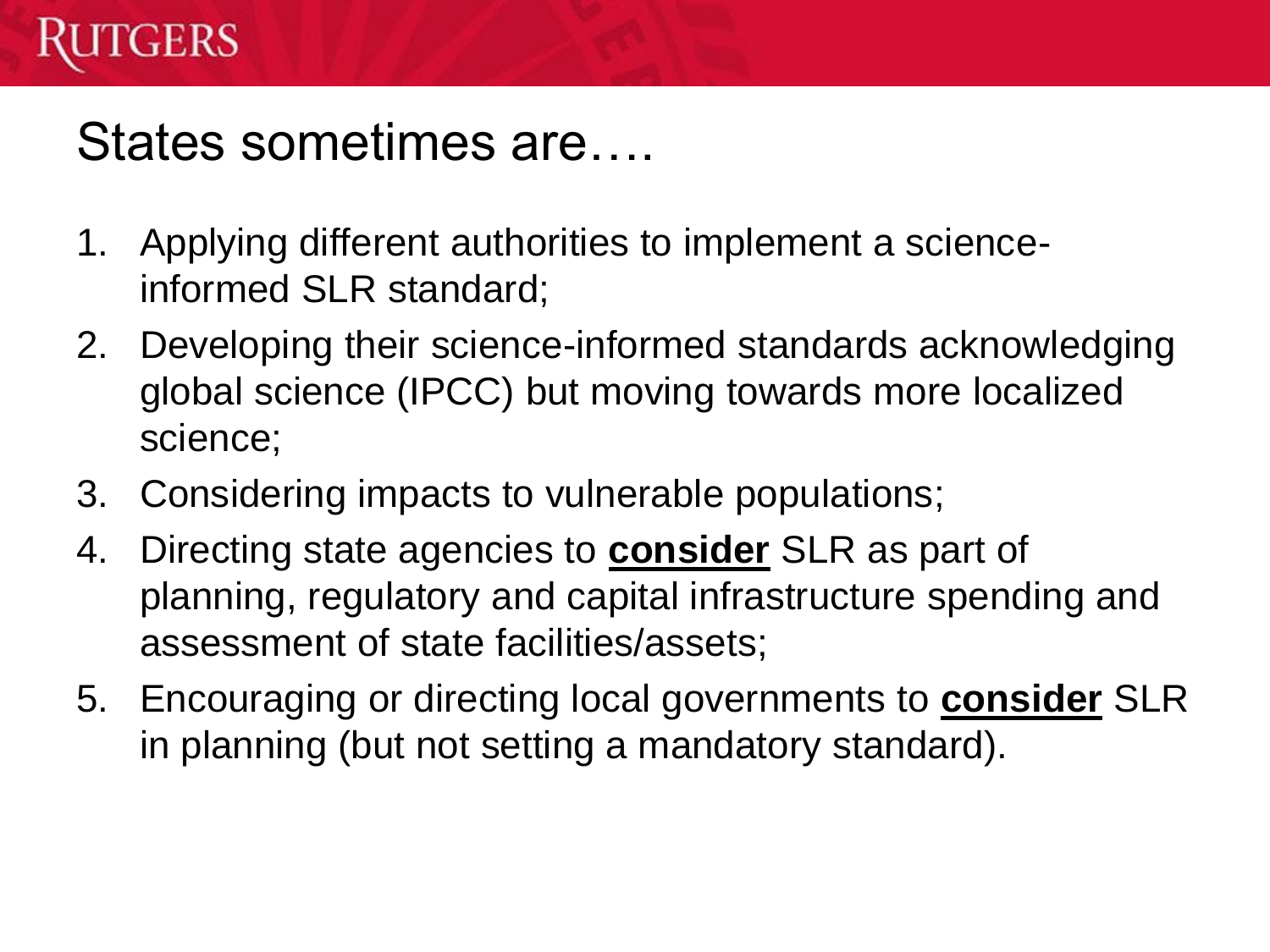# States sometimes are….

1. Applying different authorities to implement a science-informed SLR standard;
2. Developing their science-informed standards acknowledging global science (IPCC) but moving towards more localized science;
3. Considering impacts to vulnerable populations;
4. Directing state agencies to **consider** SLR as part of planning, regulatory and capital infrastructure spending and assessment of state facilities/assets;
5. Encouraging or directing local governments to **consider** SLR in planning (but not setting a mandatory standard).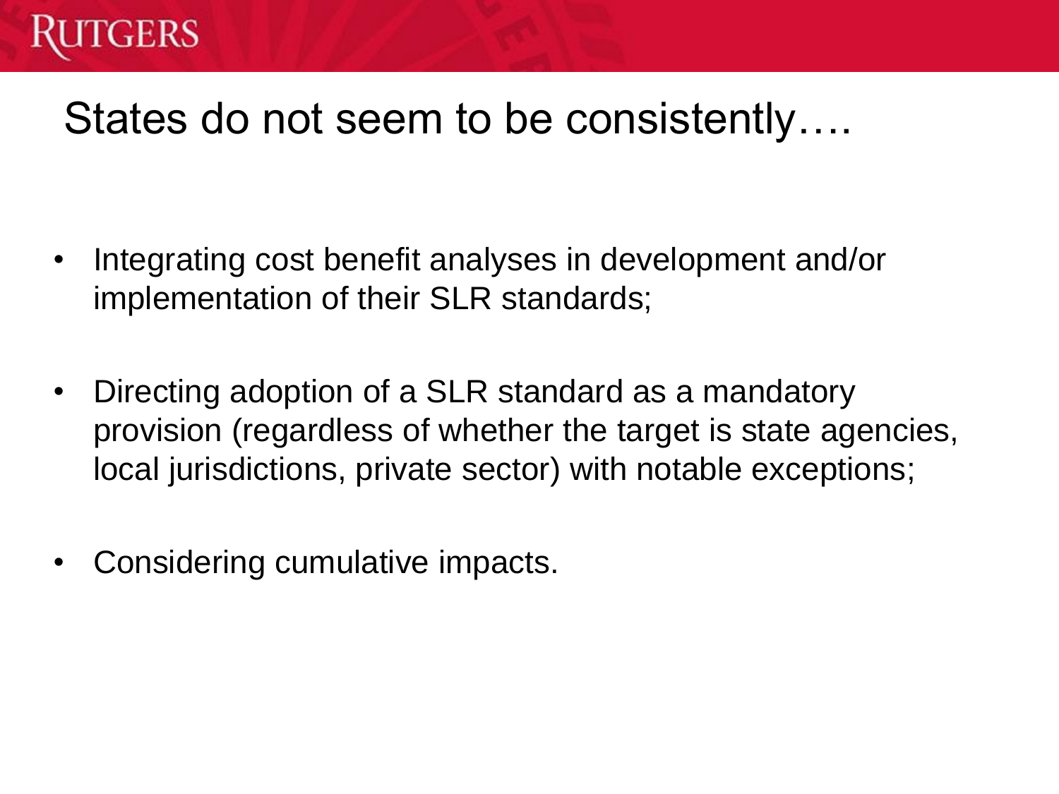# States do not seem to be consistently….

- Integrating cost benefit analyses in development and/or implementation of their SLR standards;
- Directing adoption of a SLR standard as a mandatory provision (regardless of whether the target is state agencies, local jurisdictions, private sector) with notable exceptions;
- Considering cumulative impacts.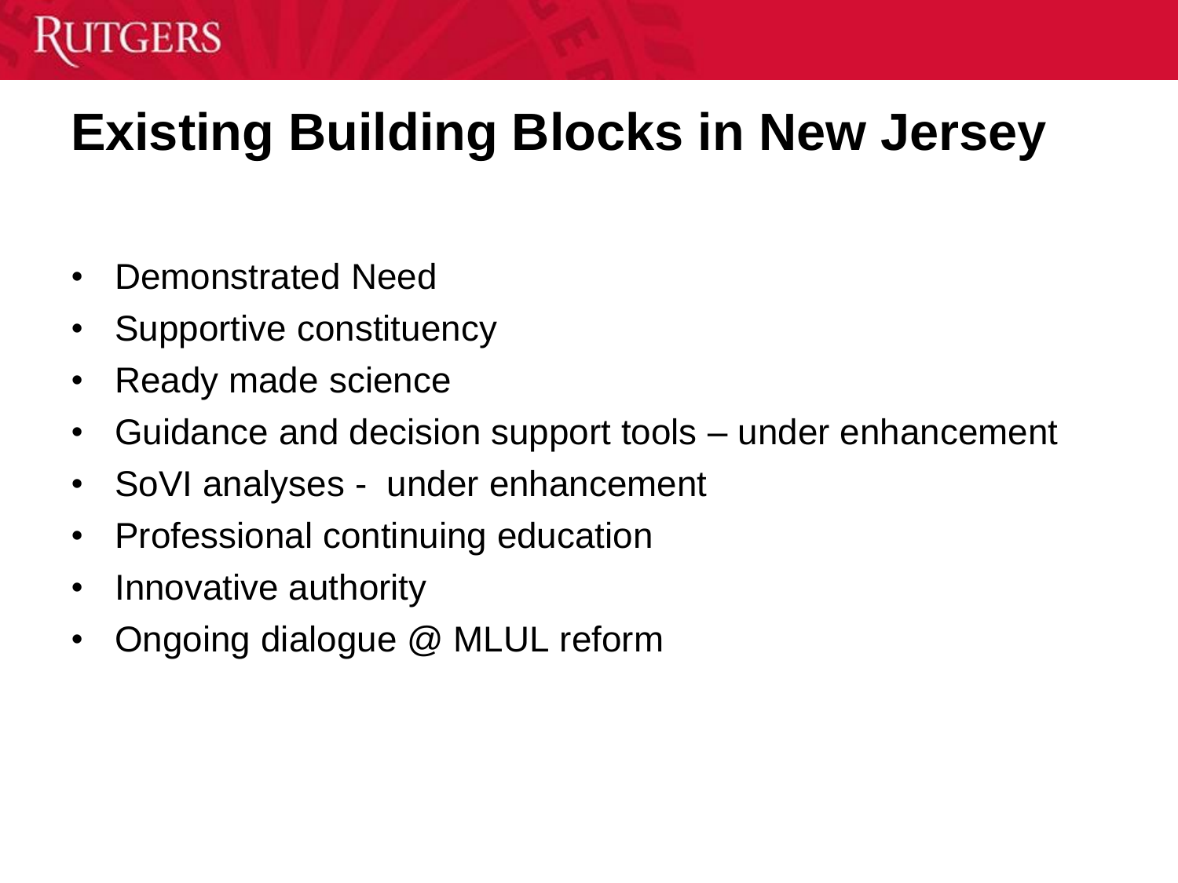# Existing Building Blocks in New Jersey

- Demonstrated Need
- Supportive constituency
- Ready made science
- Guidance and decision support tools – under enhancement
- SoVI analyses - under enhancement
- Professional continuing education
- Innovative authority
- Ongoing dialogue @ MLUL reform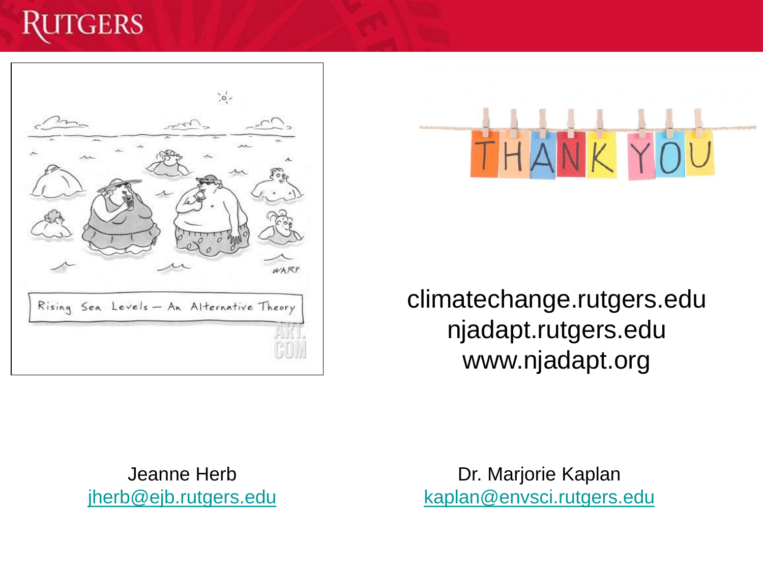THANK YOU

climatechange.rutgers.edu
njadapt.rutgers.edu
www.njadapt.org

Jeanne Herb
jherb@ejb.rutgers.edu

Dr. Marjorie Kaplan
kaplan@envsci.rutgers.edu